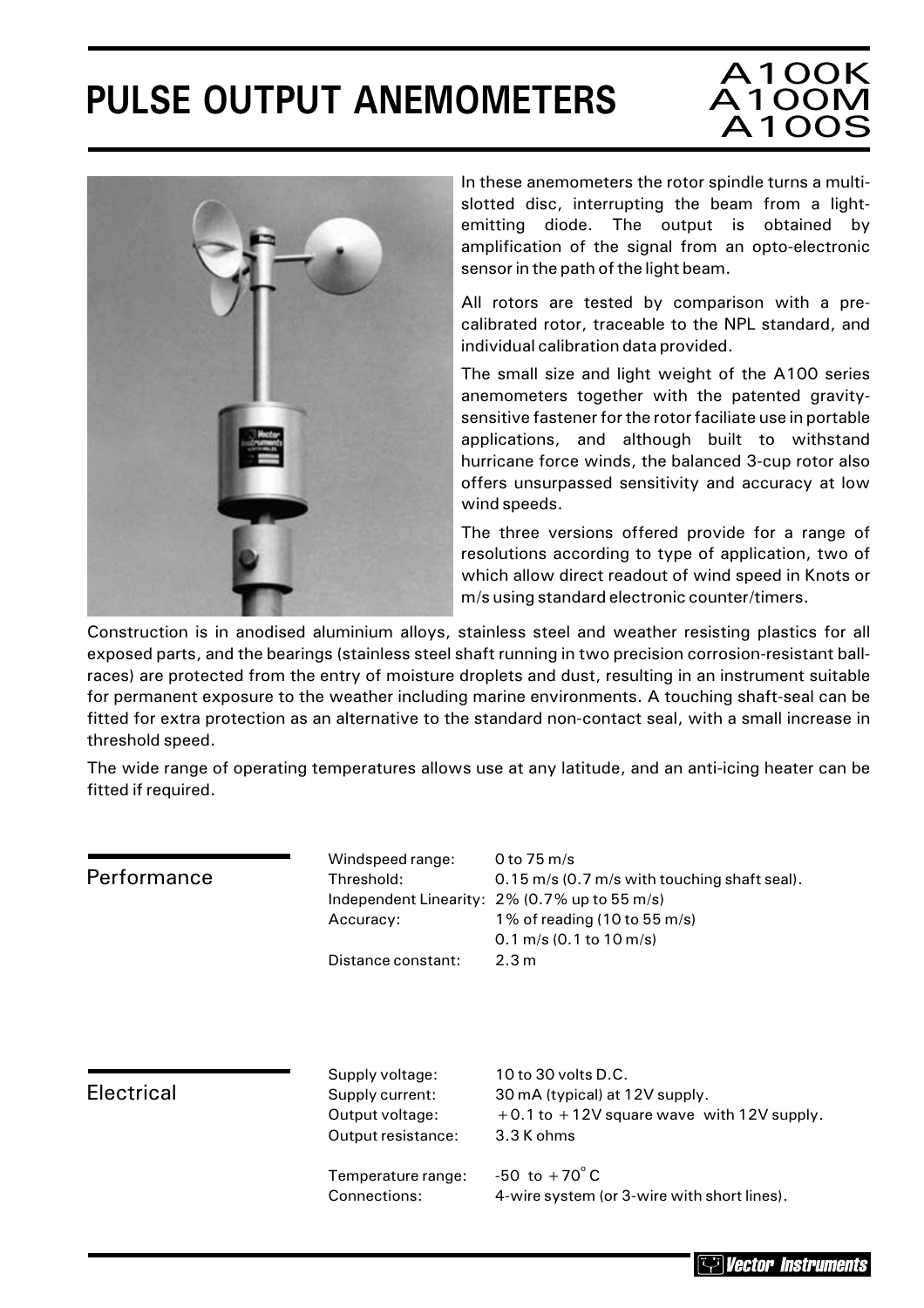# PULSE OUTPUT ANEMOMETERS

## A100K A100M A100S

In these anemometers the rotor spindle turns a multi-slotted disc, interrupting the beam from a light-emitting diode. The output is obtained by amplification of the signal from an opto-electronic sensor in the path of the light beam.

All rotors are tested by comparison with a pre-calibrated rotor, traceable to the NPL standard, and individual calibration data provided.

The small size and light weight of the A100 series anemometers together with the patented gravity-sensitive fastener for the rotor faciliate use in portable applications, and although built to withstand hurricane force winds, the balanced 3-cup rotor also offers unsurpassed sensitivity and accuracy at low wind speeds.

The three versions offered provide for a range of resolutions according to type of application, two of which allow direct readout of wind speed in Knots or m/s using standard electronic counter/timers.

Construction is in anodised aluminium alloys, stainless steel and weather resisting plastics for all exposed parts, and the bearings (stainless steel shaft running in two precision corrosion-resistant ball-races) are protected from the entry of moisture droplets and dust, resulting in an instrument suitable for permanent exposure to the weather including marine environments. A touching shaft-seal can be fitted for extra protection as an alternative to the standard non-contact seal, with a small increase in threshold speed.

The wide range of operating temperatures allows use at any latitude, and an anti-icing heater can be fitted if required.

## Performance

| | |
|---|---|
| Windspeed range: | 0 to 75 m/s |
| Threshold: | 0.15 m/s (0.7 m/s with touching shaft seal). |
| Independent Linearity: | 2% (0.7% up to 55 m/s) |
| Accuracy: | 1% of reading (10 to 55 m/s) |
| | 0.1 m/s (0.1 to 10 m/s) |
| Distance constant: | 2.3 m |

## Electrical

| | |
|---|---|
| Supply voltage: | 10 to 30 volts D.C. |
| Supply current: | 30 mA (typical) at 12V supply. |
| Output voltage: | +0.1 to +12V square wave with 12V supply. |
| Output resistance: | 3.3 K ohms |
| Temperature range: | -50 to +70°C |
| Connections: | 4-wire system (or 3-wire with short lines). |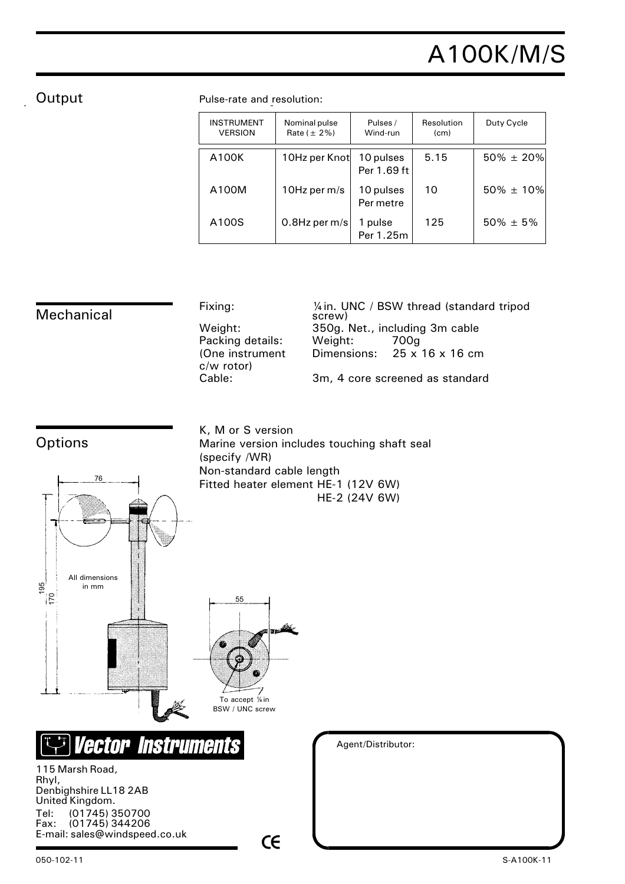# A100K/M/S

## Output

Pulse-rate and resolution:

| INSTRUMENT VERSION | Nominal pulse Rate (± 2%) | Pulses / Wind-run | Resolution (cm) | Duty Cycle |
|---|---|---|---|---|
| A100K | 10Hz per Knot | 10 pulses Per 1.69 ft | 5.15 | 50% ± 20% |
| A100M | 10Hz per m/s | 10 pulses Per metre | 10 | 50% ± 10% |
| A100S | 0.8Hz per m/s | 1 pulse Per 1.25m | 125 | 50% ± 5% |

## Mechanical

Fixing: ¼ in. UNC / BSW thread (standard tripod screw)

Weight: 350g. Net., including 3m cable

Packing details: (One instrument c/w rotor) Weight: 700g Dimensions: 25 x 16 x 16 cm

Cable: 3m, 4 core screened as standard

## Options

K, M or S version

Marine version includes touching shaft seal (specify /WR)

Non-standard cable length

Fitted heater element HE-1 (12V 6W)
HE-2 (24V 6W)

76

195

170

All dimensions in mm

55

To accept ¼ in BSW / UNC screw

**Vector Instruments**

115 Marsh Road,
Rhyl,
Denbighshire LL18 2AB
United Kingdom.
Tel: (01745) 350700
Fax: (01745) 344206
E-mail: sales@windspeed.co.uk

CE

Agent/Distributor:

050-102-11

S-A100K-11